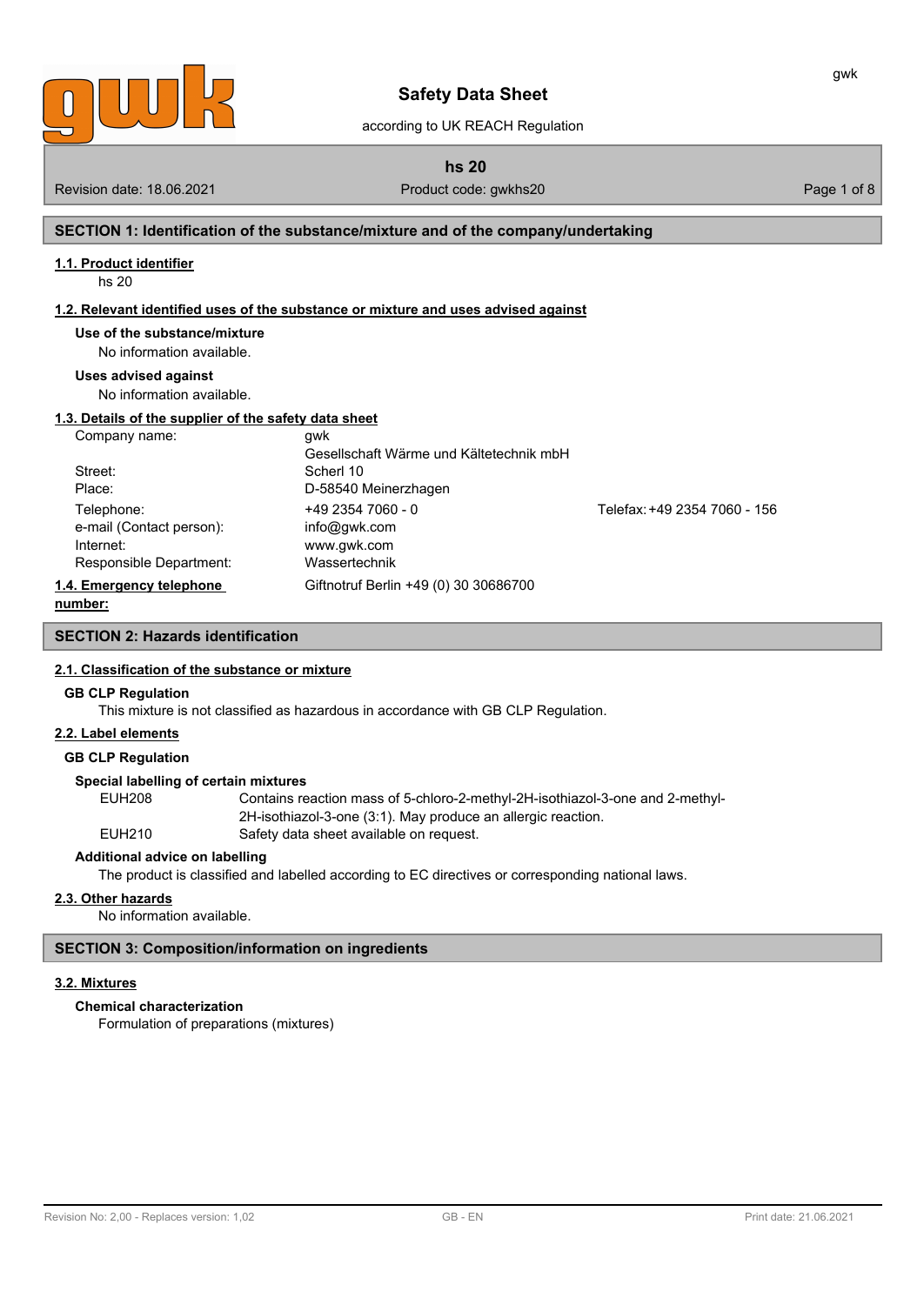# Safety Data Sheet

according to UK REACH Regulation

**hs 20**

Revision date: 18.06.2021 | Product code: gwkhs20

## SECTION 1: Identification of the substance/mixture and of the company/undertaking

### 1.1. Product identifier

hs 20

### 1.2. Relevant identified uses of the substance or mixture and uses advised against

**Use of the substance/mixture**

No information available.

**Uses advised against**

No information available.

### 1.3. Details of the supplier of the safety data sheet

| | | |
|---|---|---|
| Company name: | gwk Gesellschaft Wärme und Kältetechnik mbH | |
| Street: | Scherl 10 | |
| Place: | D-58540 Meinerzhagen | |
| Telephone: | +49 2354 7060 - 0 | Telefax: +49 2354 7060 - 156 |
| e-mail (Contact person): | info@gwk.com | |
| Internet: | www.gwk.com | |
| Responsible Department: | Wassertechnik | |

### 1.4. Emergency telephone number:

Giftnotruf Berlin +49 (0) 30 30686700

## SECTION 2: Hazards identification

### 2.1. Classification of the substance or mixture

**GB CLP Regulation**

This mixture is not classified as hazardous in accordance with GB CLP Regulation.

### 2.2. Label elements

**GB CLP Regulation**

**Special labelling of certain mixtures**

| | |
|---|---|
| EUH208 | Contains reaction mass of 5-chloro-2-methyl-2H-isothiazol-3-one and 2-methyl-2H-isothiazol-3-one (3:1). May produce an allergic reaction. |
| EUH210 | Safety data sheet available on request. |

**Additional advice on labelling**

The product is classified and labelled according to EC directives or corresponding national laws.

### 2.3. Other hazards

No information available.

## SECTION 3: Composition/information on ingredients

### 3.2. Mixtures

**Chemical characterization**

Formulation of preparations (mixtures)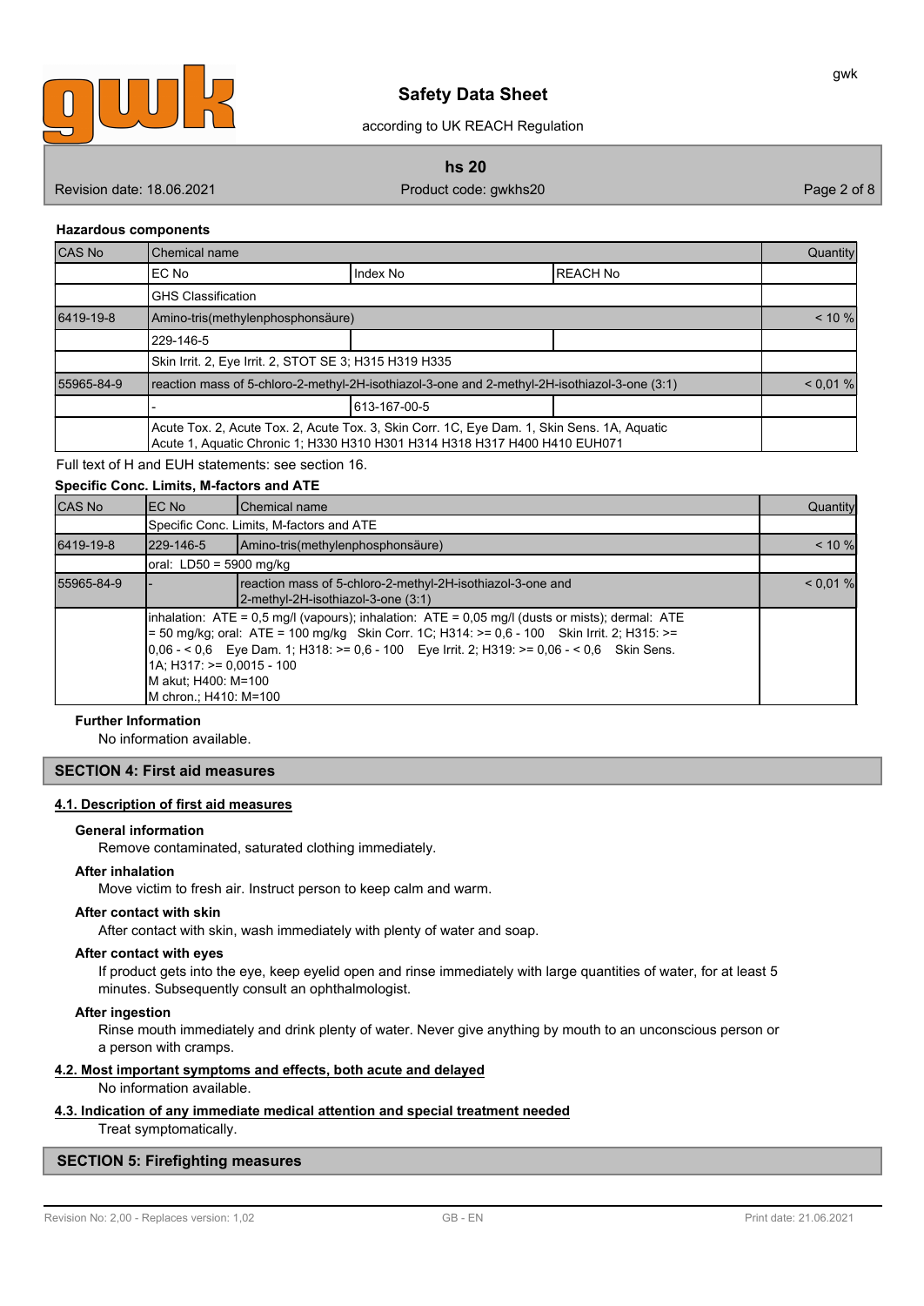### Hazardous components

| CAS No | Chemical name | | | Quantity |
|---|---|---|---|---|
| | EC No | Index No | REACH No | |
| | GHS Classification | | | |
| 6419-19-8 | Amino-tris(methylenphosphonsäure) | | | < 10 % |
| | 229-146-5 | | | |
| | Skin Irrit. 2, Eye Irrit. 2, STOT SE 3; H315 H319 H335 | | | |
| 55965-84-9 | reaction mass of 5-chloro-2-methyl-2H-isothiazol-3-one and 2-methyl-2H-isothiazol-3-one (3:1) | | | < 0,01 % |
| | - | 613-167-00-5 | | |
| | Acute Tox. 2, Acute Tox. 2, Acute Tox. 3, Skin Corr. 1C, Eye Dam. 1, Skin Sens. 1A, Aquatic Acute 1, Aquatic Chronic 1; H330 H310 H301 H314 H318 H317 H400 H410 EUH071 | | | |

Full text of H and EUH statements: see section 16.

### Specific Conc. Limits, M-factors and ATE

| CAS No | EC No | Chemical name | Quantity |
|---|---|---|---|
| | Specific Conc. Limits, M-factors and ATE | | |
| 6419-19-8 | 229-146-5 | Amino-tris(methylenphosphonsäure) | < 10 % |
| | oral: LD50 = 5900 mg/kg | | |
| 55965-84-9 | - | reaction mass of 5-chloro-2-methyl-2H-isothiazol-3-one and 2-methyl-2H-isothiazol-3-one (3:1) | < 0,01 % |
| | inhalation: ATE = 0,5 mg/l (vapours); inhalation: ATE = 0,05 mg/l (dusts or mists); dermal: ATE = 50 mg/kg; oral: ATE = 100 mg/kg Skin Corr. 1C; H314: >= 0,6 - 100 Skin Irrit. 2; H315: >= 0,06 - < 0,6 Eye Dam. 1; H318: >= 0,6 - 100 Eye Irrit. 2; H319: >= 0,06 - < 0,6 Skin Sens. 1A; H317: >= 0,0015 - 100<br>M akut; H400: M=100<br>M chron.; H410: M=100 | | |

#### Further Information

No information available.

## SECTION 4: First aid measures

### 4.1. Description of first aid measures

#### General information

Remove contaminated, saturated clothing immediately.

#### After inhalation

Move victim to fresh air. Instruct person to keep calm and warm.

#### After contact with skin

After contact with skin, wash immediately with plenty of water and soap.

#### After contact with eyes

If product gets into the eye, keep eyelid open and rinse immediately with large quantities of water, for at least 5 minutes. Subsequently consult an ophthalmologist.

#### After ingestion

Rinse mouth immediately and drink plenty of water. Never give anything by mouth to an unconscious person or a person with cramps.

### 4.2. Most important symptoms and effects, both acute and delayed

No information available.

### 4.3. Indication of any immediate medical attention and special treatment needed

Treat symptomatically.

## SECTION 5: Firefighting measures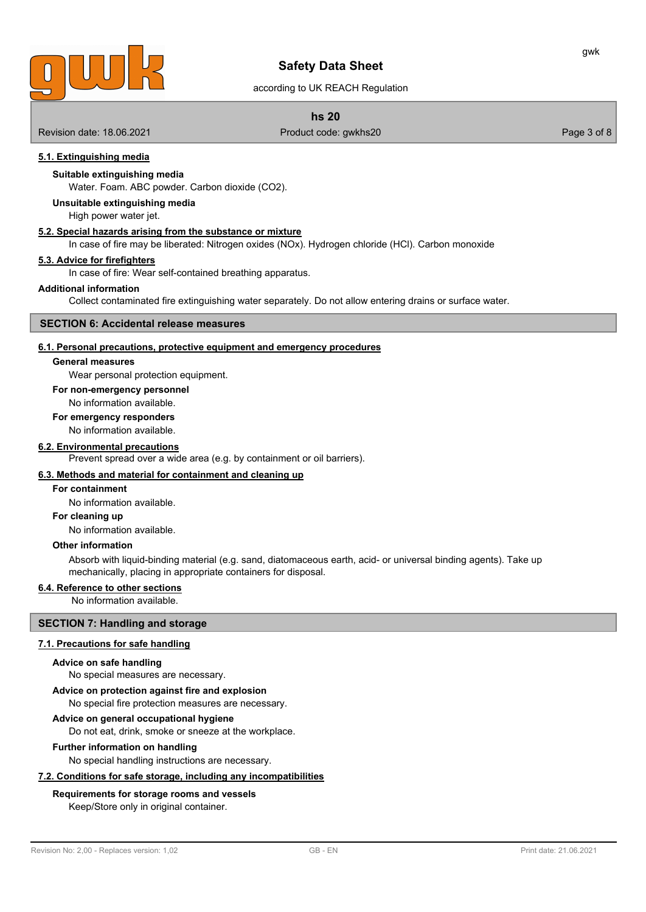### 5.1. Extinguishing media

**Suitable extinguishing media**

Water. Foam. ABC powder. Carbon dioxide ($CO_2$).

**Unsuitable extinguishing media**

High power water jet.

### 5.2. Special hazards arising from the substance or mixture

In case of fire may be liberated: Nitrogen oxides (NOx). Hydrogen chloride (HCl). Carbon monoxide

### 5.3. Advice for firefighters

In case of fire: Wear self-contained breathing apparatus.

**Additional information**

Collect contaminated fire extinguishing water separately. Do not allow entering drains or surface water.

## SECTION 6: Accidental release measures

### 6.1. Personal precautions, protective equipment and emergency procedures

**General measures**

Wear personal protection equipment.

**For non-emergency personnel**

No information available.

**For emergency responders**

No information available.

### 6.2. Environmental precautions

Prevent spread over a wide area (e.g. by containment or oil barriers).

### 6.3. Methods and material for containment and cleaning up

**For containment**

No information available.

**For cleaning up**

No information available.

**Other information**

Absorb with liquid-binding material (e.g. sand, diatomaceous earth, acid- or universal binding agents). Take up mechanically, placing in appropriate containers for disposal.

### 6.4. Reference to other sections

No information available.

## SECTION 7: Handling and storage

### 7.1. Precautions for safe handling

**Advice on safe handling**

No special measures are necessary.

**Advice on protection against fire and explosion**

No special fire protection measures are necessary.

**Advice on general occupational hygiene**

Do not eat, drink, smoke or sneeze at the workplace.

**Further information on handling**

No special handling instructions are necessary.

### 7.2. Conditions for safe storage, including any incompatibilities

**Requirements for storage rooms and vessels**

Keep/Store only in original container.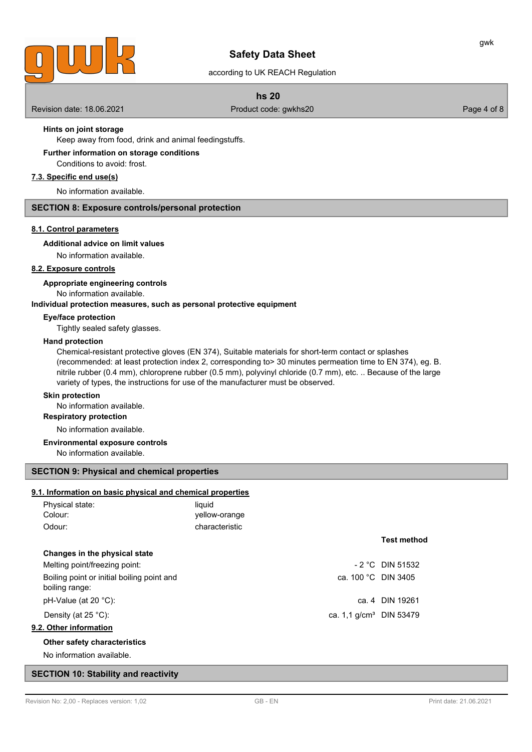**Hints on joint storage**

Keep away from food, drink and animal feedingstuffs.

**Further information on storage conditions**

Conditions to avoid: frost.

### 7.3. Specific end use(s)

No information available.

## SECTION 8: Exposure controls/personal protection

### 8.1. Control parameters

**Additional advice on limit values**

No information available.

### 8.2. Exposure controls

**Appropriate engineering controls**

No information available.

**Individual protection measures, such as personal protective equipment**

**Eye/face protection**

Tightly sealed safety glasses.

**Hand protection**

Chemical-resistant protective gloves (EN 374), Suitable materials for short-term contact or splashes (recommended: at least protection index 2, corresponding to> 30 minutes permeation time to EN 374), eg. B. nitrile rubber (0.4 mm), chloroprene rubber (0.5 mm), polyvinyl chloride (0.7 mm), etc. .. Because of the large variety of types, the instructions for use of the manufacturer must be observed.

**Skin protection**

No information available.

**Respiratory protection**

No information available.

**Environmental exposure controls**

No information available.

## SECTION 9: Physical and chemical properties

### 9.1. Information on basic physical and chemical properties

| | |
|---|---|
| Physical state: | liquid |
| Colour: | yellow-orange |
| Odour: | characteristic |

| | | Test method |
|---|---|---|
| **Changes in the physical state** | | |
| Melting point/freezing point: | - 2 °C | DIN 51532 |
| Boiling point or initial boiling point and boiling range: | ca. 100 °C | DIN 3405 |
| pH-Value (at 20 °C): | ca. 4 | DIN 19261 |
| Density (at 25 °C): | ca. 1,1 g/cm³ | DIN 53479 |

### 9.2. Other information

**Other safety characteristics**

No information available.

## SECTION 10: Stability and reactivity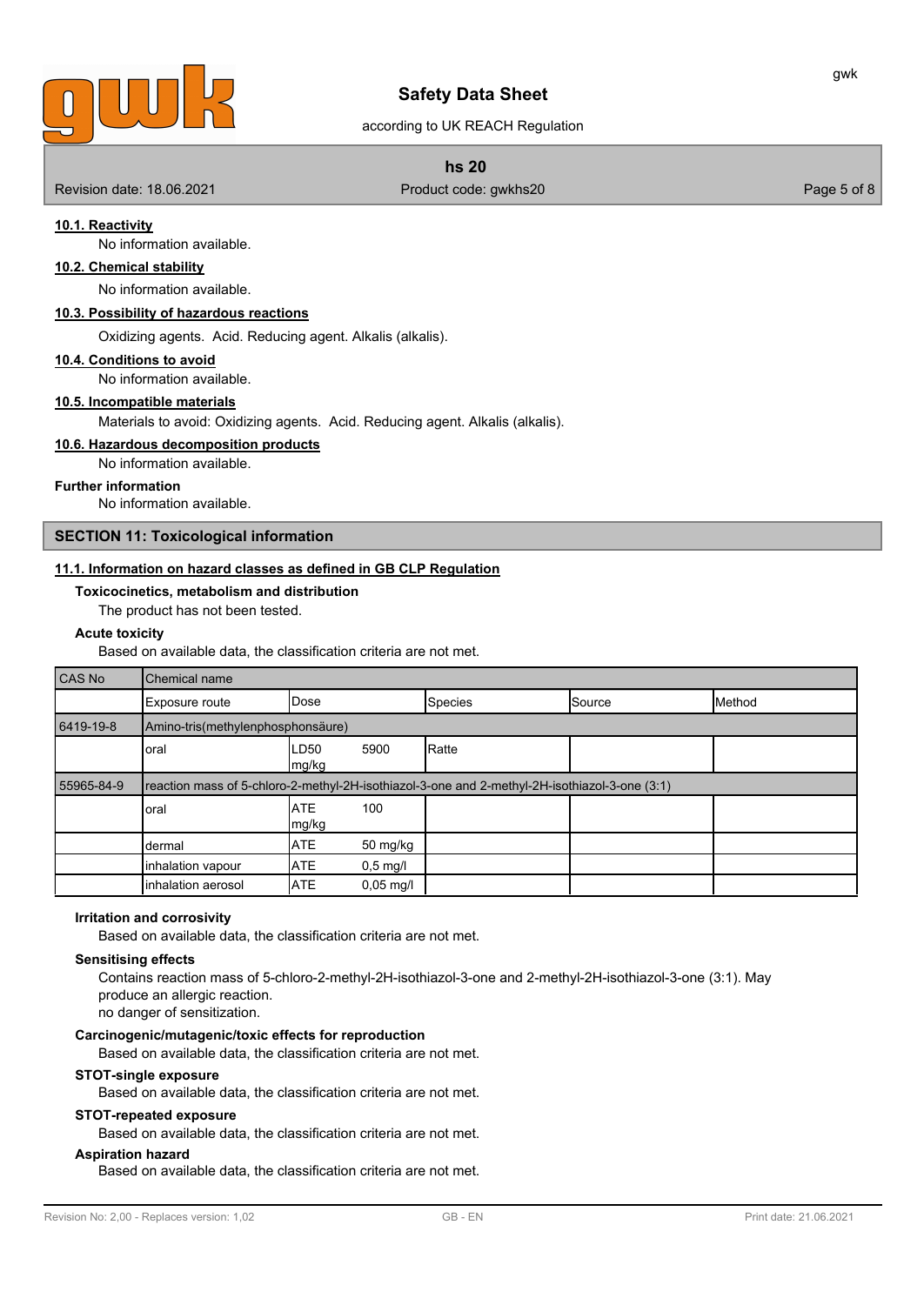#### 10.1. Reactivity

No information available.

#### 10.2. Chemical stability

No information available.

#### 10.3. Possibility of hazardous reactions

Oxidizing agents. Acid. Reducing agent. Alkalis (alkalis).

#### 10.4. Conditions to avoid

No information available.

#### 10.5. Incompatible materials

Materials to avoid: Oxidizing agents. Acid. Reducing agent. Alkalis (alkalis).

#### 10.6. Hazardous decomposition products

No information available.

**Further information**

No information available.

## SECTION 11: Toxicological information

#### 11.1. Information on hazard classes as defined in GB CLP Regulation

**Toxicocinetics, metabolism and distribution**

The product has not been tested.

**Acute toxicity**

Based on available data, the classification criteria are not met.

| CAS No | Chemical name | | | | | |
|---|---|---|---|---|---|---|
| | Exposure route | Dose | | Species | Source | Method |
| 6419-19-8 | Amino-tris(methylenphosphonsäure) | | | | | |
| | oral | LD50 mg/kg | 5900 | Ratte | | |
| 55965-84-9 | reaction mass of 5-chloro-2-methyl-2H-isothiazol-3-one and 2-methyl-2H-isothiazol-3-one (3:1) | | | | | |
| | oral | ATE mg/kg | 100 | | | |
| | dermal | ATE | 50 mg/kg | | | |
| | inhalation vapour | ATE | 0,5 mg/l | | | |
| | inhalation aerosol | ATE | 0,05 mg/l | | | |

**Irritation and corrosivity**

Based on available data, the classification criteria are not met.

**Sensitising effects**

Contains reaction mass of 5-chloro-2-methyl-2H-isothiazol-3-one and 2-methyl-2H-isothiazol-3-one (3:1). May produce an allergic reaction.
no danger of sensitization.

**Carcinogenic/mutagenic/toxic effects for reproduction**

Based on available data, the classification criteria are not met.

**STOT-single exposure**

Based on available data, the classification criteria are not met.

**STOT-repeated exposure**

Based on available data, the classification criteria are not met.

**Aspiration hazard**

Based on available data, the classification criteria are not met.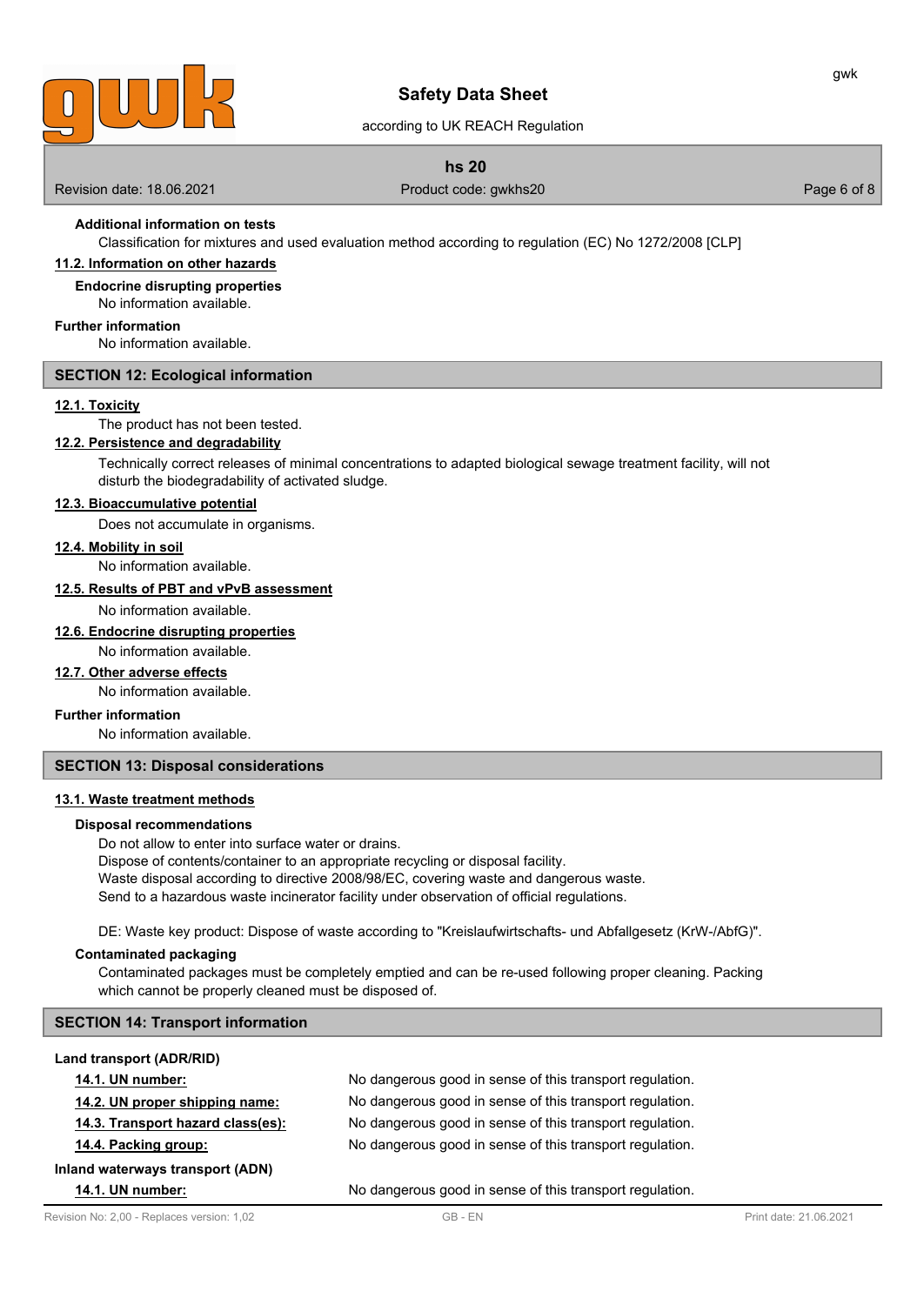**Additional information on tests**

Classification for mixtures and used evaluation method according to regulation (EC) No 1272/2008 [CLP]

### 11.2. Information on other hazards

**Endocrine disrupting properties**

No information available.

**Further information**

No information available.

## SECTION 12: Ecological information

### 12.1. Toxicity

The product has not been tested.

### 12.2. Persistence and degradability

Technically correct releases of minimal concentrations to adapted biological sewage treatment facility, will not disturb the biodegradability of activated sludge.

### 12.3. Bioaccumulative potential

Does not accumulate in organisms.

### 12.4. Mobility in soil

No information available.

### 12.5. Results of PBT and vPvB assessment

No information available.

### 12.6. Endocrine disrupting properties

No information available.

### 12.7. Other adverse effects

No information available.

**Further information**

No information available.

## SECTION 13: Disposal considerations

### 13.1. Waste treatment methods

**Disposal recommendations**

Do not allow to enter into surface water or drains.
Dispose of contents/container to an appropriate recycling or disposal facility.
Waste disposal according to directive 2008/98/EC, covering waste and dangerous waste.
Send to a hazardous waste incinerator facility under observation of official regulations.

DE: Waste key product: Dispose of waste according to "Kreislaufwirtschafts- und Abfallgesetz (KrW-/AbfG)".

**Contaminated packaging**

Contaminated packages must be completely emptied and can be re-used following proper cleaning. Packing which cannot be properly cleaned must be disposed of.

## SECTION 14: Transport information

**Land transport (ADR/RID)**

| | |
|---|---|
| **14.1. UN number:** | No dangerous good in sense of this transport regulation. |
| **14.2. UN proper shipping name:** | No dangerous good in sense of this transport regulation. |
| **14.3. Transport hazard class(es):** | No dangerous good in sense of this transport regulation. |
| **14.4. Packing group:** | No dangerous good in sense of this transport regulation. |

**Inland waterways transport (ADN)**

| | |
|---|---|
| **14.1. UN number:** | No dangerous good in sense of this transport regulation. |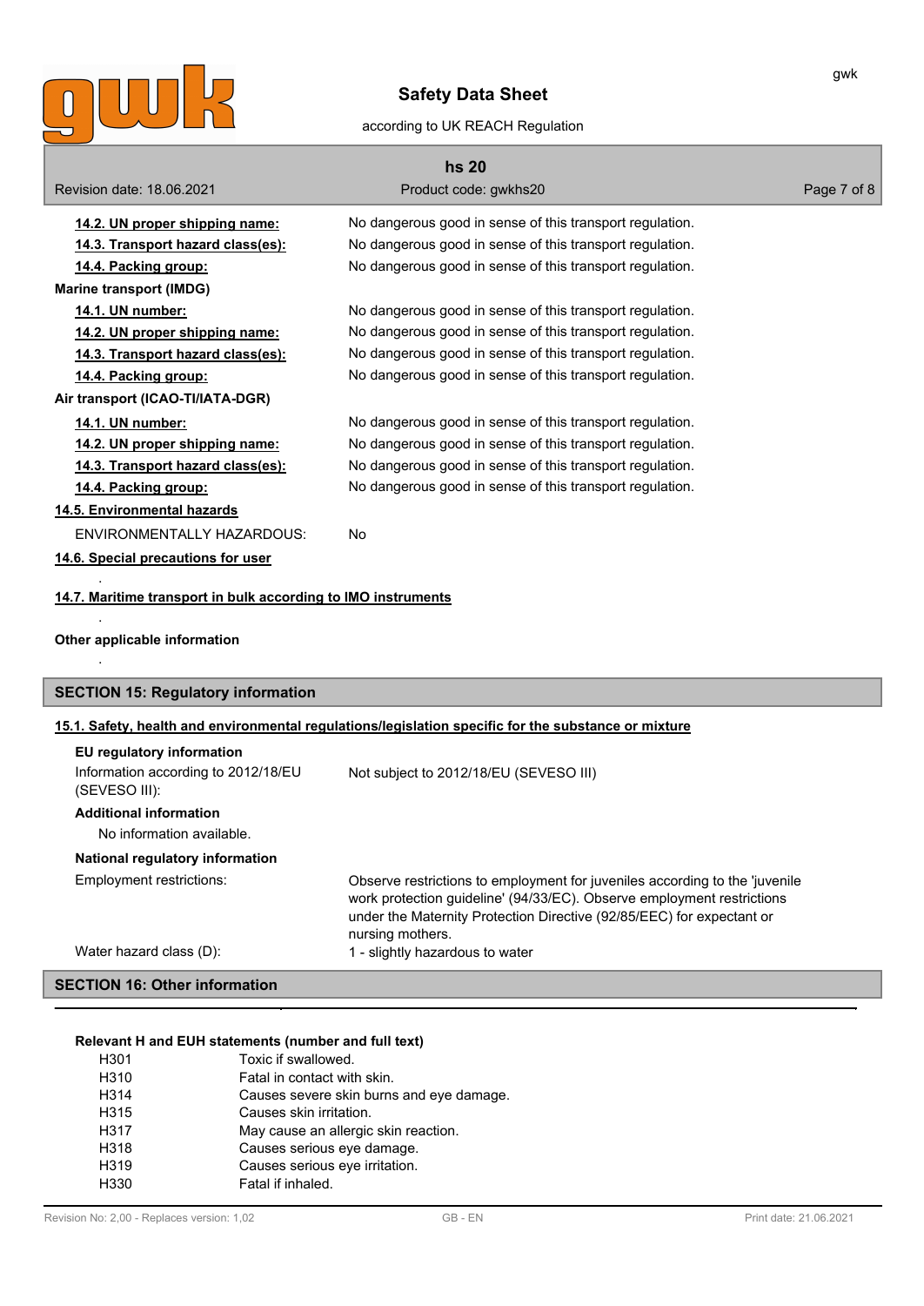**14.2. UN proper shipping name:** No dangerous good in sense of this transport regulation.

**14.3. Transport hazard class(es):** No dangerous good in sense of this transport regulation.

**14.4. Packing group:** No dangerous good in sense of this transport regulation.

**Marine transport (IMDG)**

**14.1. UN number:** No dangerous good in sense of this transport regulation.

**14.2. UN proper shipping name:** No dangerous good in sense of this transport regulation.

**14.3. Transport hazard class(es):** No dangerous good in sense of this transport regulation.

**14.4. Packing group:** No dangerous good in sense of this transport regulation.

**Air transport (ICAO-TI/IATA-DGR)**

**14.1. UN number:** No dangerous good in sense of this transport regulation.

**14.2. UN proper shipping name:** No dangerous good in sense of this transport regulation.

**14.3. Transport hazard class(es):** No dangerous good in sense of this transport regulation.

**14.4. Packing group:** No dangerous good in sense of this transport regulation.

**14.5. Environmental hazards**

ENVIRONMENTALLY HAZARDOUS: No

**14.6. Special precautions for user**

.

**14.7. Maritime transport in bulk according to IMO instruments**

.

**Other applicable information**

.

## SECTION 15: Regulatory information

**15.1. Safety, health and environmental regulations/legislation specific for the substance or mixture**

**EU regulatory information**

Information according to 2012/18/EU (SEVESO III): Not subject to 2012/18/EU (SEVESO III)

**Additional information**

No information available.

**National regulatory information**

Employment restrictions: Observe restrictions to employment for juveniles according to the 'juvenile work protection guideline' (94/33/EC). Observe employment restrictions under the Maternity Protection Directive (92/85/EEC) for expectant or nursing mothers.

Water hazard class (D): 1 - slightly hazardous to water

## SECTION 16: Other information

**Relevant H and EUH statements (number and full text)**

| | |
|---|---|
| H301 | Toxic if swallowed. |
| H310 | Fatal in contact with skin. |
| H314 | Causes severe skin burns and eye damage. |
| H315 | Causes skin irritation. |
| H317 | May cause an allergic skin reaction. |
| H318 | Causes serious eye damage. |
| H319 | Causes serious eye irritation. |
| H330 | Fatal if inhaled. |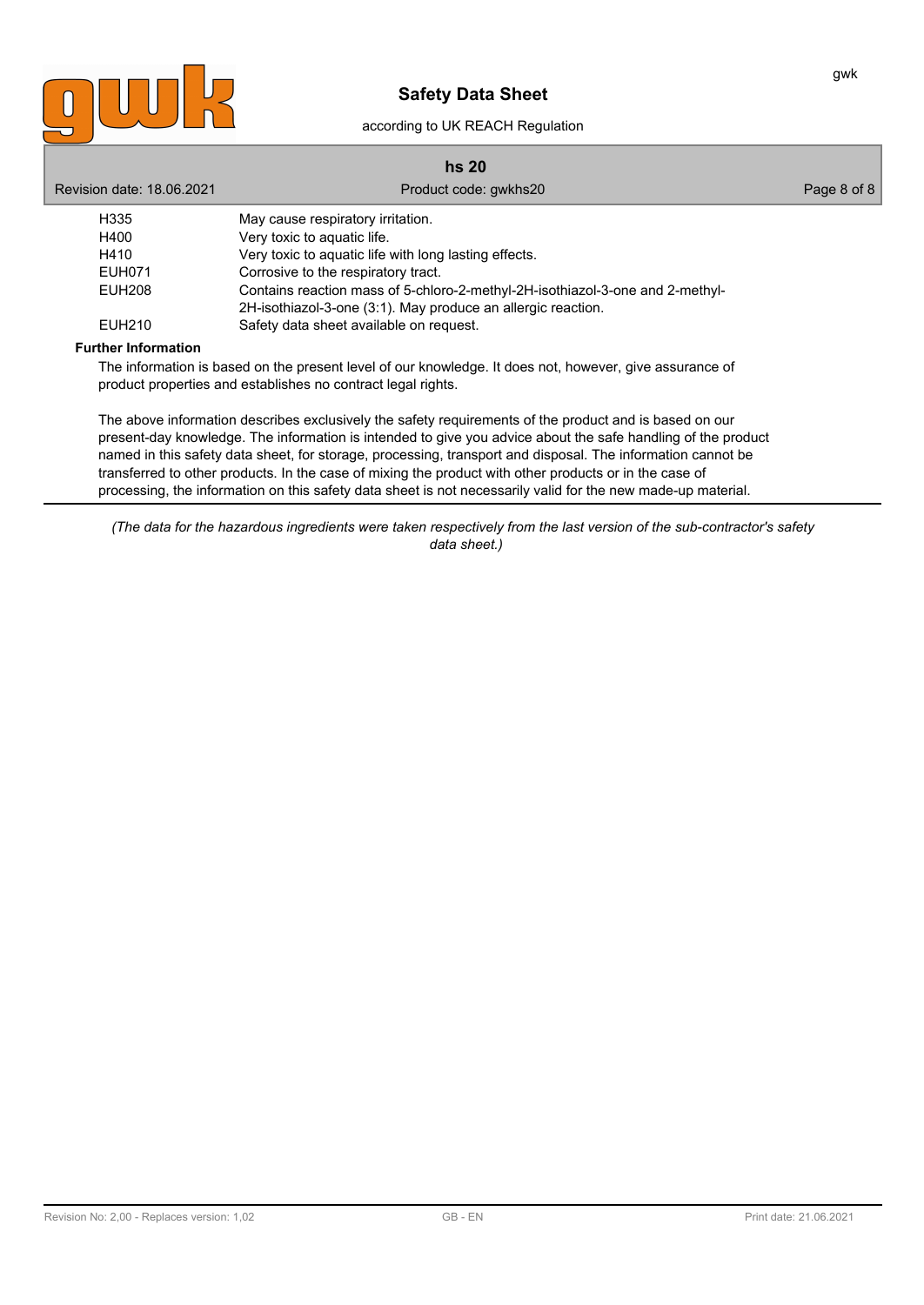| | |
|---|---|
| H335 | May cause respiratory irritation. |
| H400 | Very toxic to aquatic life. |
| H410 | Very toxic to aquatic life with long lasting effects. |
| EUH071 | Corrosive to the respiratory tract. |
| EUH208 | Contains reaction mass of 5-chloro-2-methyl-2H-isothiazol-3-one and 2-methyl-2H-isothiazol-3-one (3:1). May produce an allergic reaction. |
| EUH210 | Safety data sheet available on request. |

**Further Information**

The information is based on the present level of our knowledge. It does not, however, give assurance of product properties and establishes no contract legal rights.

The above information describes exclusively the safety requirements of the product and is based on our present-day knowledge. The information is intended to give you advice about the safe handling of the product named in this safety data sheet, for storage, processing, transport and disposal. The information cannot be transferred to other products. In the case of mixing the product with other products or in the case of processing, the information on this safety data sheet is not necessarily valid for the new made-up material.

---

*(The data for the hazardous ingredients were taken respectively from the last version of the sub-contractor's safety data sheet.)*